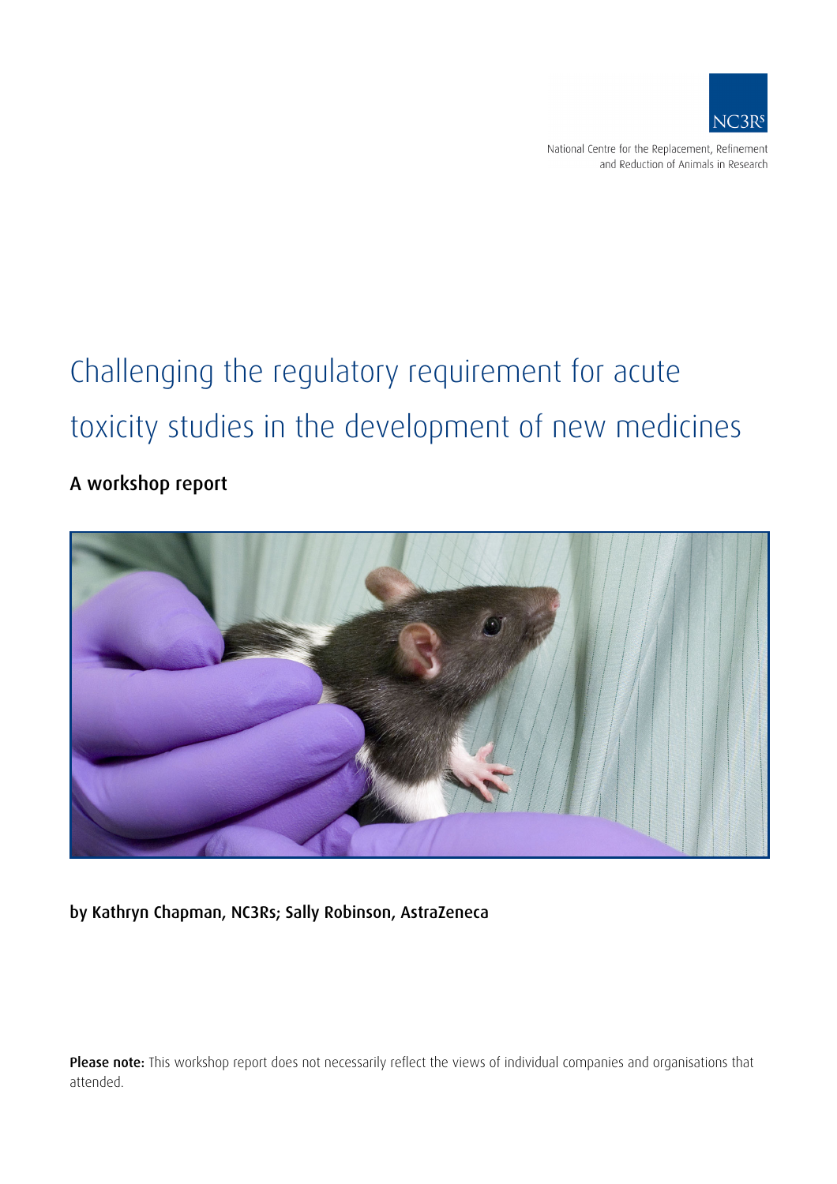NC3Rs

National Centre for the Replacement, Refinement and Reduction of Animals in Research

# Challenging the regulatory requirement for acute toxicity studies in the development of new medicines

## A workshop report

**by Kathryn Chapman, NC3Rs; Sally Robinson, AstraZeneca**

**Please note:** This workshop report does not necessarily reflect the views of individual companies and organisations that attended.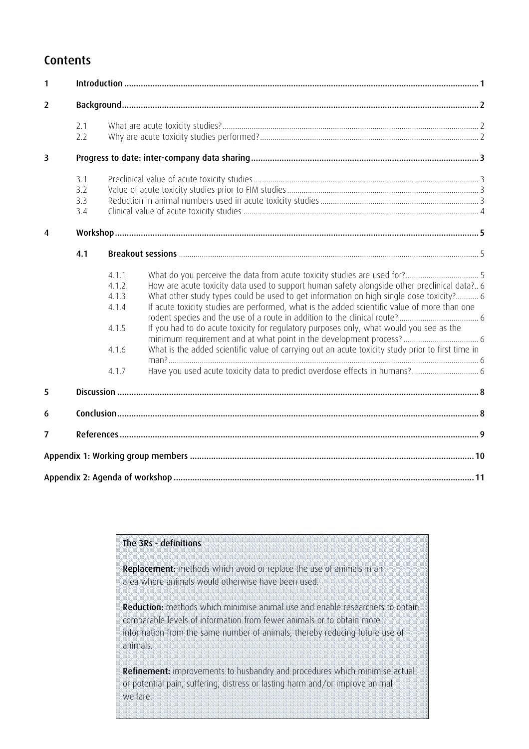## Contents

| | | | | |
|---|---|---|---|---|
| 1 | Introduction | | | 1 |
| 2 | Background | | | 2 |
| | 2.1 | What are acute toxicity studies? | | 2 |
| | 2.2 | Why are acute toxicity studies performed? | | 2 |
| 3 | Progress to date: inter-company data sharing | | | 3 |
| | 3.1 | Preclinical value of acute toxicity studies | | 3 |
| | 3.2 | Value of acute toxicity studies prior to FIM studies | | 3 |
| | 3.3 | Reduction in animal numbers used in acute toxicity studies | | 3 |
| | 3.4 | Clinical value of acute toxicity studies | | 4 |
| 4 | Workshop | | | 5 |
| | 4.1 | Breakout sessions | | 5 |
| | | 4.1.1 | What do you perceive the data from acute toxicity studies are used for? | 5 |
| | | 4.1.2. | How are acute toxicity data used to support human safety alongside other preclinical data? | 6 |
| | | 4.1.3 | What other study types could be used to get information on high single dose toxicity? | 6 |
| | | 4.1.4 | If acute toxicity studies are performed, what is the added scientific value of more than one rodent species and the use of a route in addition to the clinical route? | 6 |
| | | 4.1.5 | If you had to do acute toxicity for regulatory purposes only, what would you see as the minimum requirement and at what point in the development process? | 6 |
| | | 4.1.6 | What is the added scientific value of carrying out an acute toxicity study prior to first time in man? | 6 |
| | | 4.1.7 | Have you used acute toxicity data to predict overdose effects in humans? | 6 |
| 5 | Discussion | | | 8 |
| 6 | Conclusion | | | 8 |
| 7 | References | | | 9 |
| Appendix 1: Working group members | | | | 10 |
| Appendix 2: Agenda of workshop | | | | 11 |

**The 3Rs - definitions**

**Replacement:** methods which avoid or replace the use of animals in an area where animals would otherwise have been used.

**Reduction:** methods which minimise animal use and enable researchers to obtain comparable levels of information from fewer animals or to obtain more information from the same number of animals, thereby reducing future use of animals.

**Refinement:** improvements to husbandry and procedures which minimise actual or potential pain, suffering, distress or lasting harm and/or improve animal welfare.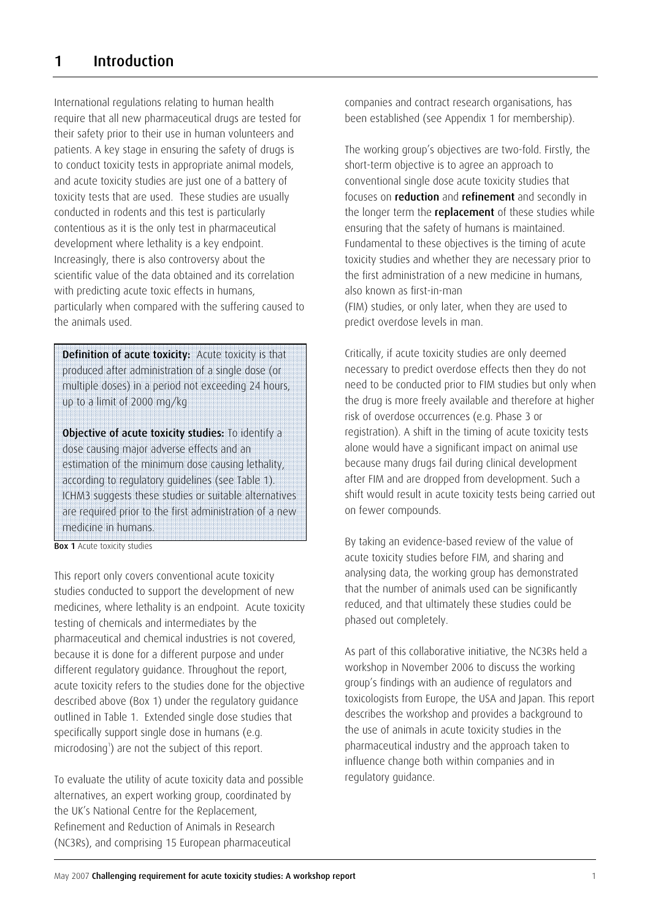# 1 Introduction

International regulations relating to human health require that all new pharmaceutical drugs are tested for their safety prior to their use in human volunteers and patients. A key stage in ensuring the safety of drugs is to conduct toxicity tests in appropriate animal models, and acute toxicity studies are just one of a battery of toxicity tests that are used. These studies are usually conducted in rodents and this test is particularly contentious as it is the only test in pharmaceutical development where lethality is a key endpoint. Increasingly, there is also controversy about the scientific value of the data obtained and its correlation with predicting acute toxic effects in humans, particularly when compared with the suffering caused to the animals used.

> **Definition of acute toxicity:** Acute toxicity is that produced after administration of a single dose (or multiple doses) in a period not exceeding 24 hours, up to a limit of 2000 mg/kg
>
> **Objective of acute toxicity studies:** To identify a dose causing major adverse effects and an estimation of the minimum dose causing lethality, according to regulatory guidelines (see Table 1). ICHM3 suggests these studies or suitable alternatives are required prior to the first administration of a new medicine in humans.

**Box 1** Acute toxicity studies

This report only covers conventional acute toxicity studies conducted to support the development of new medicines, where lethality is an endpoint. Acute toxicity testing of chemicals and intermediates by the pharmaceutical and chemical industries is not covered, because it is done for a different purpose and under different regulatory guidance. Throughout the report, acute toxicity refers to the studies done for the objective described above (Box 1) under the regulatory guidance outlined in Table 1. Extended single dose studies that specifically support single dose in humans (e.g. microdosing[1]) are not the subject of this report.

To evaluate the utility of acute toxicity data and possible alternatives, an expert working group, coordinated by the UK's National Centre for the Replacement, Refinement and Reduction of Animals in Research (NC3Rs), and comprising 15 European pharmaceutical companies and contract research organisations, has been established (see Appendix 1 for membership).

The working group's objectives are two-fold. Firstly, the short-term objective is to agree an approach to conventional single dose acute toxicity studies that focuses on **reduction** and **refinement** and secondly in the longer term the **replacement** of these studies while ensuring that the safety of humans is maintained. Fundamental to these objectives is the timing of acute toxicity studies and whether they are necessary prior to the first administration of a new medicine in humans, also known as first-in-man (FIM) studies, or only later, when they are used to predict overdose levels in man.

Critically, if acute toxicity studies are only deemed necessary to predict overdose effects then they do not need to be conducted prior to FIM studies but only when the drug is more freely available and therefore at higher risk of overdose occurrences (e.g. Phase 3 or registration). A shift in the timing of acute toxicity tests alone would have a significant impact on animal use because many drugs fail during clinical development after FIM and are dropped from development. Such a shift would result in acute toxicity tests being carried out on fewer compounds.

By taking an evidence-based review of the value of acute toxicity studies before FIM, and sharing and analysing data, the working group has demonstrated that the number of animals used can be significantly reduced, and that ultimately these studies could be phased out completely.

As part of this collaborative initiative, the NC3Rs held a workshop in November 2006 to discuss the working group's findings with an audience of regulators and toxicologists from Europe, the USA and Japan. This report describes the workshop and provides a background to the use of animals in acute toxicity studies in the pharmaceutical industry and the approach taken to influence change both within companies and in regulatory guidance.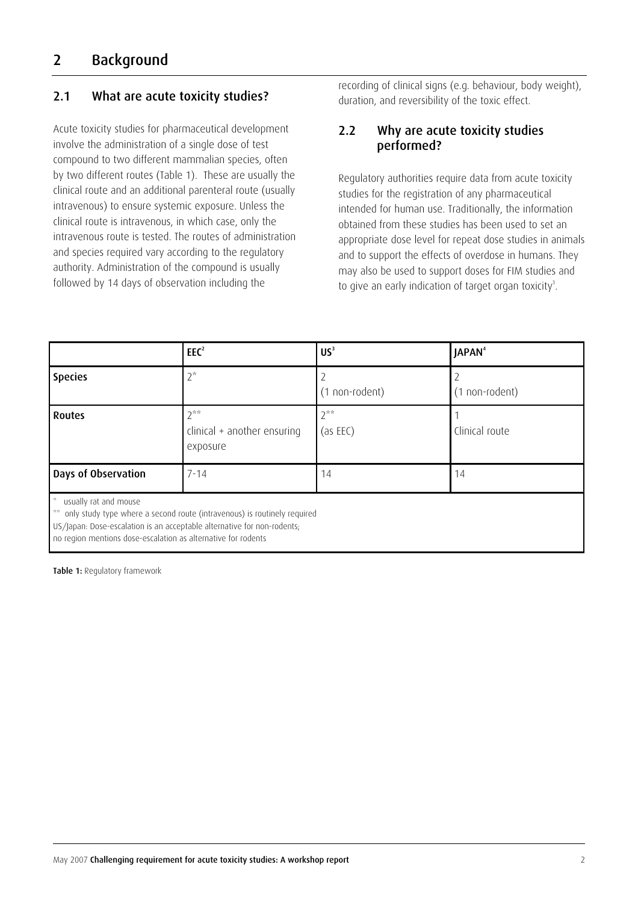# 2 Background

## 2.1 What are acute toxicity studies?

Acute toxicity studies for pharmaceutical development involve the administration of a single dose of test compound to two different mammalian species, often by two different routes (Table 1). These are usually the clinical route and an additional parenteral route (usually intravenous) to ensure systemic exposure. Unless the clinical route is intravenous, in which case, only the intravenous route is tested. The routes of administration and species required vary according to the regulatory authority. Administration of the compound is usually followed by 14 days of observation including the recording of clinical signs (e.g. behaviour, body weight), duration, and reversibility of the toxic effect.

## 2.2 Why are acute toxicity studies performed?

Regulatory authorities require data from acute toxicity studies for the registration of any pharmaceutical intended for human use. Traditionally, the information obtained from these studies has been used to set an appropriate dose level for repeat dose studies in animals and to support the effects of overdose in humans. They may also be used to support doses for FIM studies and to give an early indication of target organ toxicity[3].

| | EEC[2] | US[3] | JAPAN[4] |
|---|---|---|---|
| **Species** | 2* | 2 (1 non-rodent) | 2 (1 non-rodent) |
| **Routes** | 2** clinical + another ensuring exposure | 2** (as EEC) | 1 Clinical route |
| **Days of Observation** | 7-14 | 14 | 14 |

\* usually rat and mouse
** only study type where a second route (intravenous) is routinely required
US/Japan: Dose-escalation is an acceptable alternative for non-rodents;
no region mentions dose-escalation as alternative for rodents

**Table 1:** Regulatory framework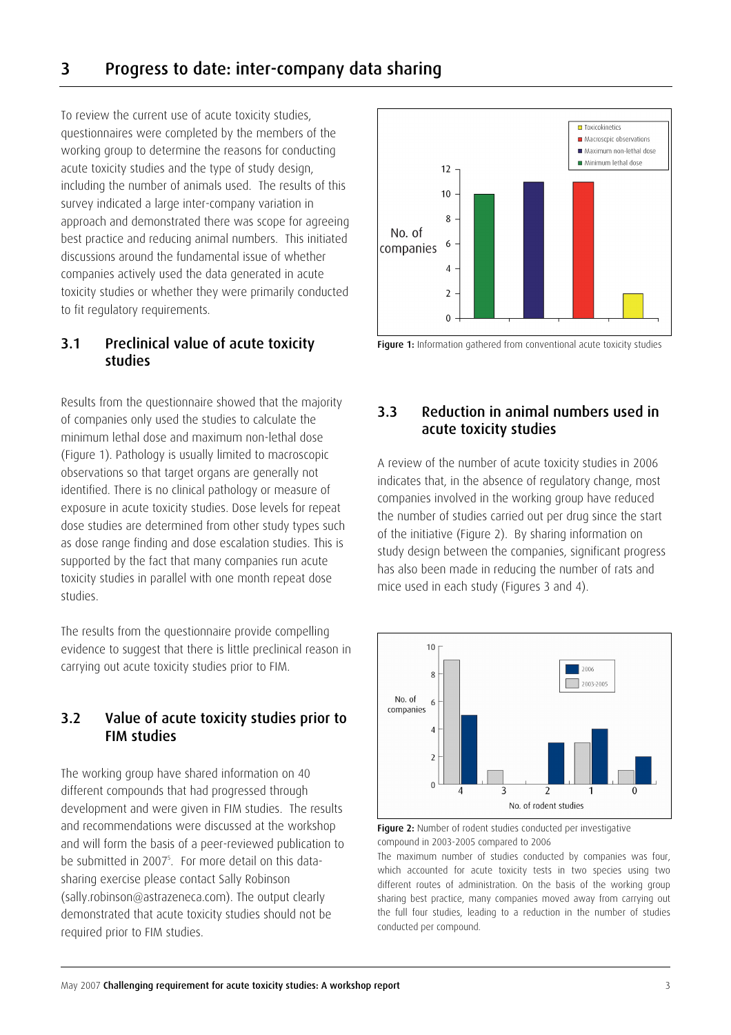## 3 Progress to date: inter-company data sharing

To review the current use of acute toxicity studies, questionnaires were completed by the members of the working group to determine the reasons for conducting acute toxicity studies and the type of study design, including the number of animals used. The results of this survey indicated a large inter-company variation in approach and demonstrated there was scope for agreeing best practice and reducing animal numbers. This initiated discussions around the fundamental issue of whether companies actively used the data generated in acute toxicity studies or whether they were primarily conducted to fit regulatory requirements.

### 3.1 Preclinical value of acute toxicity studies

Results from the questionnaire showed that the majority of companies only used the studies to calculate the minimum lethal dose and maximum non-lethal dose (Figure 1). Pathology is usually limited to macroscopic observations so that target organs are generally not identified. There is no clinical pathology or measure of exposure in acute toxicity studies. Dose levels for repeat dose studies are determined from other study types such as dose range finding and dose escalation studies. This is supported by the fact that many companies run acute toxicity studies in parallel with one month repeat dose studies.

The results from the questionnaire provide compelling evidence to suggest that there is little preclinical reason in carrying out acute toxicity studies prior to FIM.

### 3.2 Value of acute toxicity studies prior to FIM studies

The working group have shared information on 40 different compounds that had progressed through development and were given in FIM studies. The results and recommendations were discussed at the workshop and will form the basis of a peer-reviewed publication to be submitted in 2007[5]. For more detail on this data-sharing exercise please contact Sally Robinson (sally.robinson@astrazeneca.com). The output clearly demonstrated that acute toxicity studies should not be required prior to FIM studies.

**Figure 1:** Information gathered from conventional acute toxicity studies

### 3.3 Reduction in animal numbers used in acute toxicity studies

A review of the number of acute toxicity studies in 2006 indicates that, in the absence of regulatory change, most companies involved in the working group have reduced the number of studies carried out per drug since the start of the initiative (Figure 2). By sharing information on study design between the companies, significant progress has also been made in reducing the number of rats and mice used in each study (Figures 3 and 4).

**Figure 2:** Number of rodent studies conducted per investigative compound in 2003-2005 compared to 2006

The maximum number of studies conducted by companies was four, which accounted for acute toxicity tests in two species using two different routes of administration. On the basis of the working group sharing best practice, many companies moved away from carrying out the full four studies, leading to a reduction in the number of studies conducted per compound.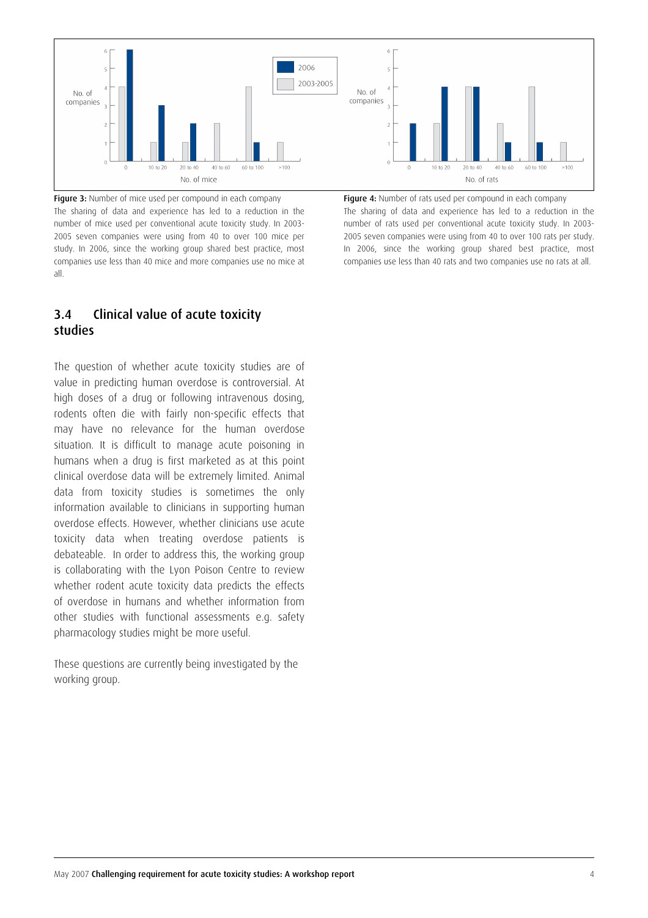**Figure 3:** Number of mice used per compound in each company

The sharing of data and experience has led to a reduction in the number of mice used per conventional acute toxicity study. In 2003-2005 seven companies were using from 40 to over 100 mice per study. In 2006, since the working group shared best practice, most companies use less than 40 mice and more companies use no mice at all.

**Figure 4:** Number of rats used per compound in each company

The sharing of data and experience has led to a reduction in the number of rats used per conventional acute toxicity study. In 2003-2005 seven companies were using from 40 to over 100 rats per study. In 2006, since the working group shared best practice, most companies use less than 40 rats and two companies use no rats at all.

## 3.4 Clinical value of acute toxicity studies

The question of whether acute toxicity studies are of value in predicting human overdose is controversial. At high doses of a drug or following intravenous dosing, rodents often die with fairly non-specific effects that may have no relevance for the human overdose situation. It is difficult to manage acute poisoning in humans when a drug is first marketed as at this point clinical overdose data will be extremely limited. Animal data from toxicity studies is sometimes the only information available to clinicians in supporting human overdose effects. However, whether clinicians use acute toxicity data when treating overdose patients is debateable. In order to address this, the working group is collaborating with the Lyon Poison Centre to review whether rodent acute toxicity data predicts the effects of overdose in humans and whether information from other studies with functional assessments e.g. safety pharmacology studies might be more useful.

These questions are currently being investigated by the working group.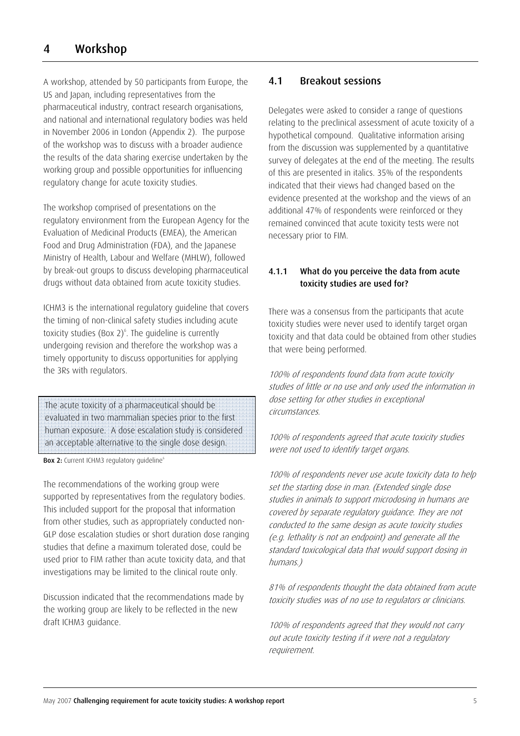# 4 Workshop

A workshop, attended by 50 participants from Europe, the US and Japan, including representatives from the pharmaceutical industry, contract research organisations, and national and international regulatory bodies was held in November 2006 in London (Appendix 2). The purpose of the workshop was to discuss with a broader audience the results of the data sharing exercise undertaken by the working group and possible opportunities for influencing regulatory change for acute toxicity studies.

The workshop comprised of presentations on the regulatory environment from the European Agency for the Evaluation of Medicinal Products (EMEA), the American Food and Drug Administration (FDA), and the Japanese Ministry of Health, Labour and Welfare (MHLW), followed by break-out groups to discuss developing pharmaceutical drugs without data obtained from acute toxicity studies.

ICHM3 is the international regulatory guideline that covers the timing of non-clinical safety studies including acute toxicity studies (Box 2)[6]. The guideline is currently undergoing revision and therefore the workshop was a timely opportunity to discuss opportunities for applying the 3Rs with regulators.

> The acute toxicity of a pharmaceutical should be evaluated in two mammalian species prior to the first human exposure. A dose escalation study is considered an acceptable alternative to the single dose design.

**Box 2:** Current ICHM3 regulatory guideline[6]

The recommendations of the working group were supported by representatives from the regulatory bodies. This included support for the proposal that information from other studies, such as appropriately conducted non-GLP dose escalation studies or short duration dose ranging studies that define a maximum tolerated dose, could be used prior to FIM rather than acute toxicity data, and that investigations may be limited to the clinical route only.

Discussion indicated that the recommendations made by the working group are likely to be reflected in the new draft ICHM3 guidance.

## 4.1 Breakout sessions

Delegates were asked to consider a range of questions relating to the preclinical assessment of acute toxicity of a hypothetical compound. Qualitative information arising from the discussion was supplemented by a quantitative survey of delegates at the end of the meeting. The results of this are presented in italics. 35% of the respondents indicated that their views had changed based on the evidence presented at the workshop and the views of an additional 47% of respondents were reinforced or they remained convinced that acute toxicity tests were not necessary prior to FIM.

### 4.1.1 What do you perceive the data from acute toxicity studies are used for?

There was a consensus from the participants that acute toxicity studies were never used to identify target organ toxicity and that data could be obtained from other studies that were being performed.

*100% of respondents found data from acute toxicity studies of little or no use and only used the information in dose setting for other studies in exceptional circumstances.*

*100% of respondents agreed that acute toxicity studies were not used to identify target organs.*

*100% of respondents never use acute toxicity data to help set the starting dose in man. (Extended single dose studies in animals to support microdosing in humans are covered by separate regulatory guidance. They are not conducted to the same design as acute toxicity studies (e.g. lethality is not an endpoint) and generate all the standard toxicological data that would support dosing in humans.)*

*81% of respondents thought the data obtained from acute toxicity studies was of no use to regulators or clinicians.*

*100% of respondents agreed that they would not carry out acute toxicity testing if it were not a regulatory requirement.*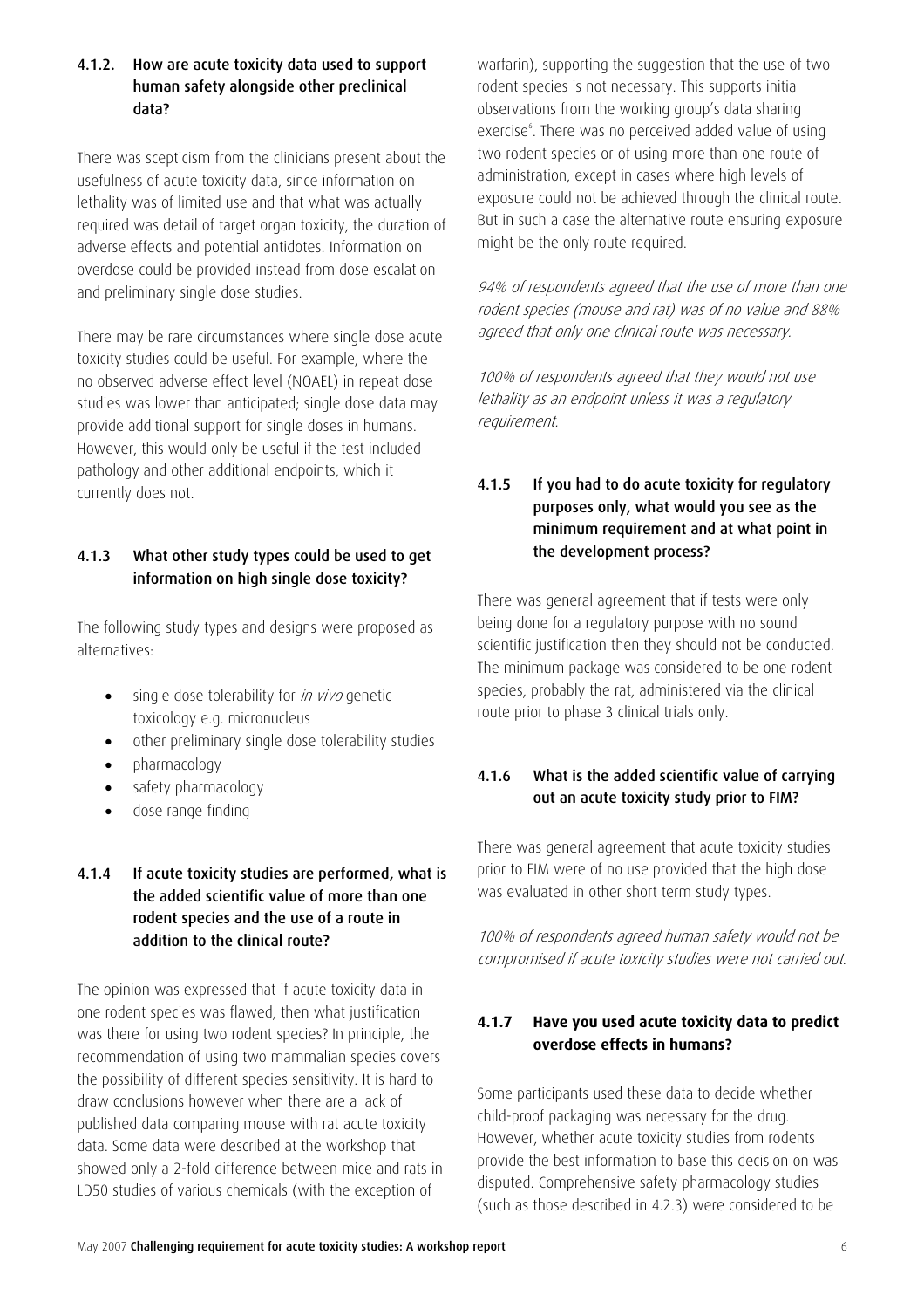### 4.1.2. How are acute toxicity data used to support human safety alongside other preclinical data?

There was scepticism from the clinicians present about the usefulness of acute toxicity data, since information on lethality was of limited use and that what was actually required was detail of target organ toxicity, the duration of adverse effects and potential antidotes. Information on overdose could be provided instead from dose escalation and preliminary single dose studies.

There may be rare circumstances where single dose acute toxicity studies could be useful. For example, where the no observed adverse effect level (NOAEL) in repeat dose studies was lower than anticipated; single dose data may provide additional support for single doses in humans. However, this would only be useful if the test included pathology and other additional endpoints, which it currently does not.

### 4.1.3 What other study types could be used to get information on high single dose toxicity?

The following study types and designs were proposed as alternatives:

- single dose tolerability for *in vivo* genetic toxicology e.g. micronucleus
- other preliminary single dose tolerability studies
- pharmacology
- safety pharmacology
- dose range finding

### 4.1.4 If acute toxicity studies are performed, what is the added scientific value of more than one rodent species and the use of a route in addition to the clinical route?

The opinion was expressed that if acute toxicity data in one rodent species was flawed, then what justification was there for using two rodent species? In principle, the recommendation of using two mammalian species covers the possibility of different species sensitivity. It is hard to draw conclusions however when there are a lack of published data comparing mouse with rat acute toxicity data. Some data were described at the workshop that showed only a 2-fold difference between mice and rats in LD50 studies of various chemicals (with the exception of warfarin), supporting the suggestion that the use of two rodent species is not necessary. This supports initial observations from the working group's data sharing exercise[6]. There was no perceived added value of using two rodent species or of using more than one route of administration, except in cases where high levels of exposure could not be achieved through the clinical route. But in such a case the alternative route ensuring exposure might be the only route required.

*94% of respondents agreed that the use of more than one rodent species (mouse and rat) was of no value and 88% agreed that only one clinical route was necessary.*

*100% of respondents agreed that they would not use lethality as an endpoint unless it was a regulatory requirement.*

### 4.1.5 If you had to do acute toxicity for regulatory purposes only, what would you see as the minimum requirement and at what point in the development process?

There was general agreement that if tests were only being done for a regulatory purpose with no sound scientific justification then they should not be conducted. The minimum package was considered to be one rodent species, probably the rat, administered via the clinical route prior to phase 3 clinical trials only.

### 4.1.6 What is the added scientific value of carrying out an acute toxicity study prior to FIM?

There was general agreement that acute toxicity studies prior to FIM were of no use provided that the high dose was evaluated in other short term study types.

*100% of respondents agreed human safety would not be compromised if acute toxicity studies were not carried out.*

### 4.1.7 Have you used acute toxicity data to predict overdose effects in humans?

Some participants used these data to decide whether child-proof packaging was necessary for the drug. However, whether acute toxicity studies from rodents provide the best information to base this decision on was disputed. Comprehensive safety pharmacology studies (such as those described in 4.2.3) were considered to be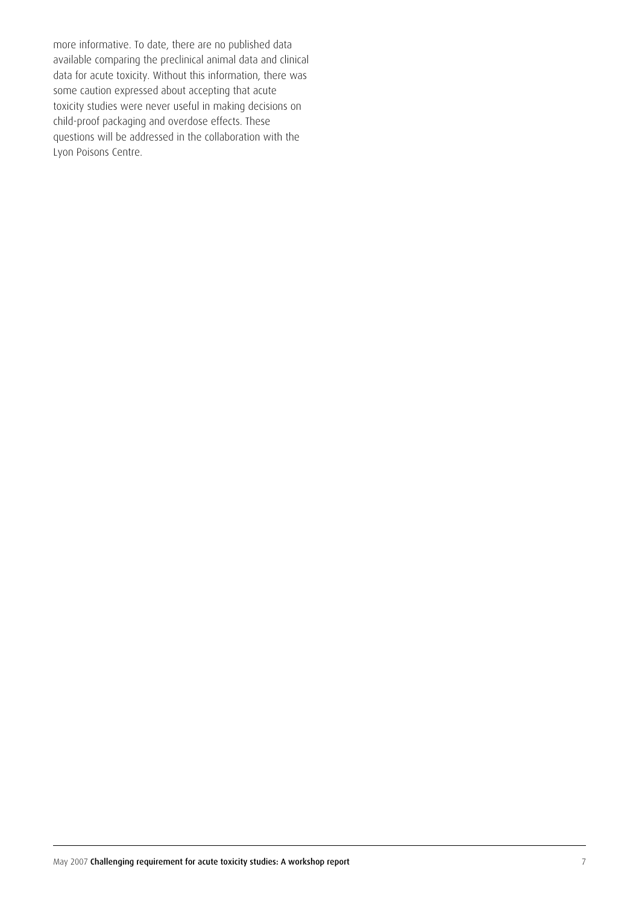more informative. To date, there are no published data available comparing the preclinical animal data and clinical data for acute toxicity. Without this information, there was some caution expressed about accepting that acute toxicity studies were never useful in making decisions on child-proof packaging and overdose effects. These questions will be addressed in the collaboration with the Lyon Poisons Centre.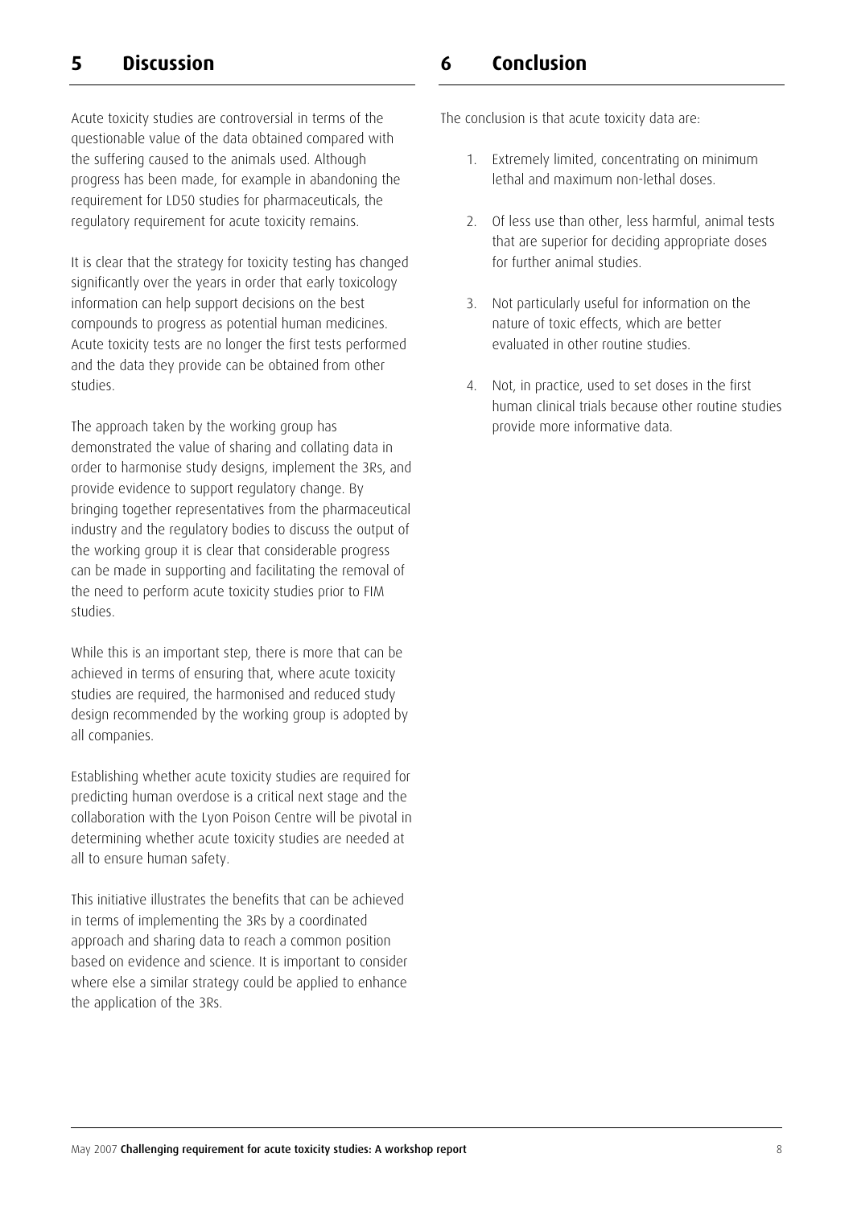## 5 Discussion

Acute toxicity studies are controversial in terms of the questionable value of the data obtained compared with the suffering caused to the animals used. Although progress has been made, for example in abandoning the requirement for LD50 studies for pharmaceuticals, the regulatory requirement for acute toxicity remains.

It is clear that the strategy for toxicity testing has changed significantly over the years in order that early toxicology information can help support decisions on the best compounds to progress as potential human medicines. Acute toxicity tests are no longer the first tests performed and the data they provide can be obtained from other studies.

The approach taken by the working group has demonstrated the value of sharing and collating data in order to harmonise study designs, implement the 3Rs, and provide evidence to support regulatory change. By bringing together representatives from the pharmaceutical industry and the regulatory bodies to discuss the output of the working group it is clear that considerable progress can be made in supporting and facilitating the removal of the need to perform acute toxicity studies prior to FIM studies.

While this is an important step, there is more that can be achieved in terms of ensuring that, where acute toxicity studies are required, the harmonised and reduced study design recommended by the working group is adopted by all companies.

Establishing whether acute toxicity studies are required for predicting human overdose is a critical next stage and the collaboration with the Lyon Poison Centre will be pivotal in determining whether acute toxicity studies are needed at all to ensure human safety.

This initiative illustrates the benefits that can be achieved in terms of implementing the 3Rs by a coordinated approach and sharing data to reach a common position based on evidence and science. It is important to consider where else a similar strategy could be applied to enhance the application of the 3Rs.

## 6 Conclusion

The conclusion is that acute toxicity data are:

1. Extremely limited, concentrating on minimum lethal and maximum non-lethal doses.

2. Of less use than other, less harmful, animal tests that are superior for deciding appropriate doses for further animal studies.

3. Not particularly useful for information on the nature of toxic effects, which are better evaluated in other routine studies.

4. Not, in practice, used to set doses in the first human clinical trials because other routine studies provide more informative data.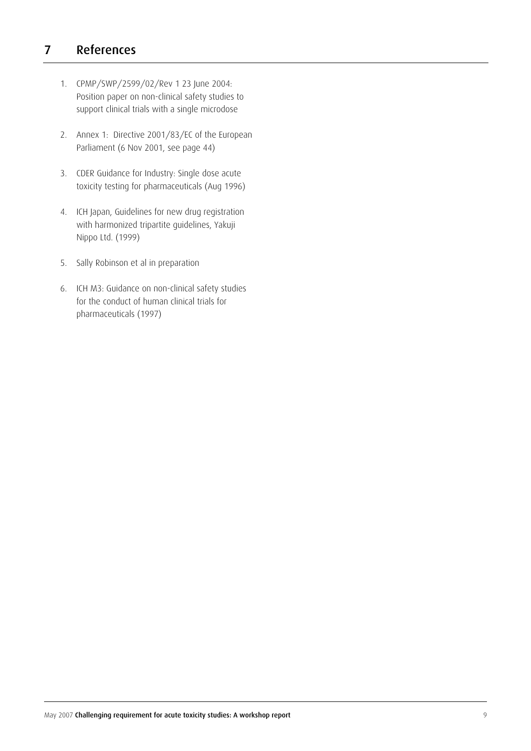# 7 References

1. CPMP/SWP/2599/02/Rev 1 23 June 2004: Position paper on non-clinical safety studies to support clinical trials with a single microdose
2. Annex 1: Directive 2001/83/EC of the European Parliament (6 Nov 2001, see page 44)
3. CDER Guidance for Industry: Single dose acute toxicity testing for pharmaceuticals (Aug 1996)
4. ICH Japan, Guidelines for new drug registration with harmonized tripartite guidelines, Yakuji Nippo Ltd. (1999)
5. Sally Robinson et al in preparation
6. ICH M3: Guidance on non-clinical safety studies for the conduct of human clinical trials for pharmaceuticals (1997)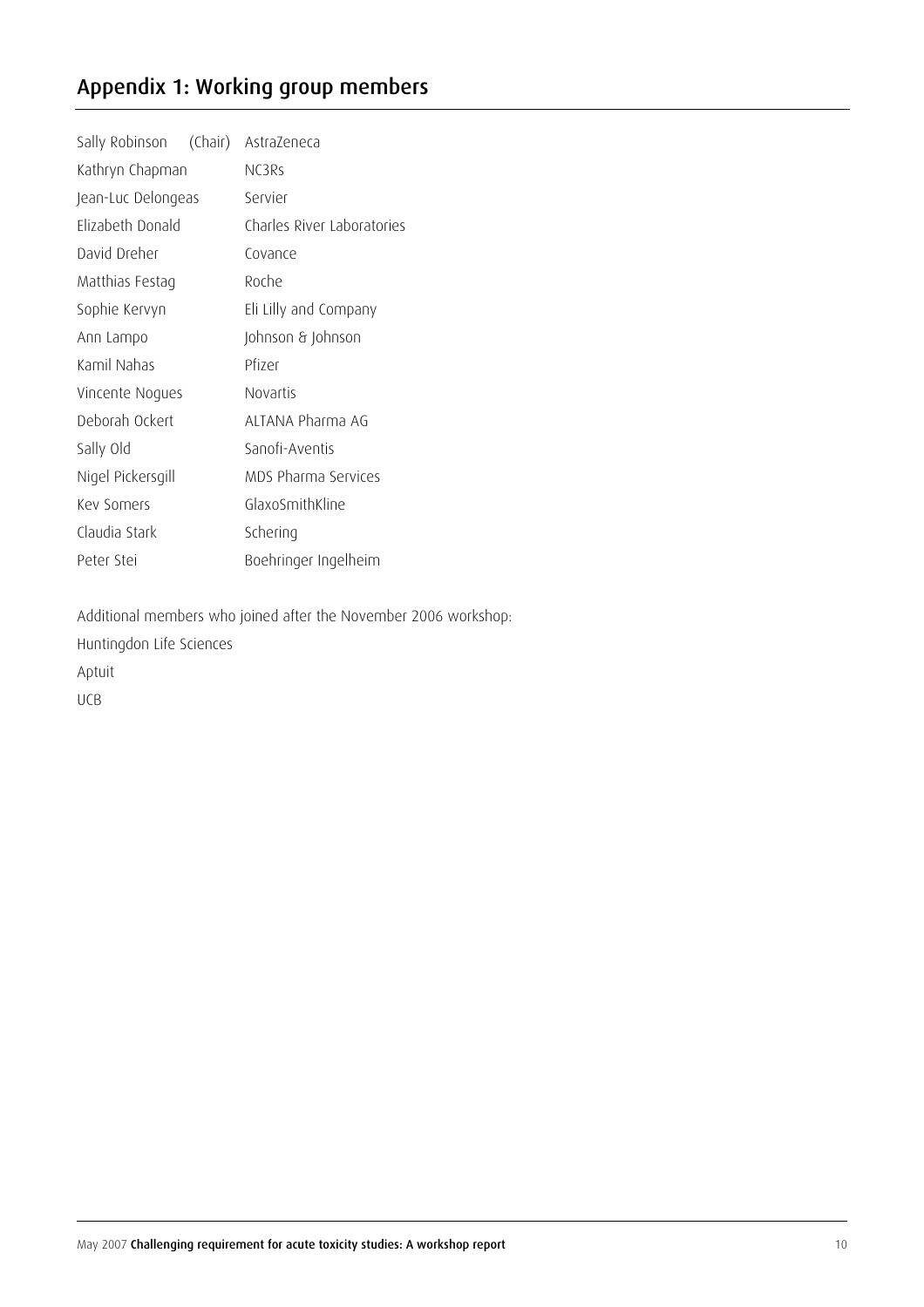# Appendix 1: Working group members

| | |
|---|---|
| Sally Robinson (Chair) | AstraZeneca |
| Kathryn Chapman | NC3Rs |
| Jean-Luc Delongeas | Servier |
| Elizabeth Donald | Charles River Laboratories |
| David Dreher | Covance |
| Matthias Festag | Roche |
| Sophie Kervyn | Eli Lilly and Company |
| Ann Lampo | Johnson & Johnson |
| Kamil Nahas | Pfizer |
| Vincente Nogues | Novartis |
| Deborah Ockert | ALTANA Pharma AG |
| Sally Old | Sanofi-Aventis |
| Nigel Pickersgill | MDS Pharma Services |
| Kev Somers | GlaxoSmithKline |
| Claudia Stark | Schering |
| Peter Stei | Boehringer Ingelheim |

Additional members who joined after the November 2006 workshop:

Huntingdon Life Sciences

Aptuit

UCB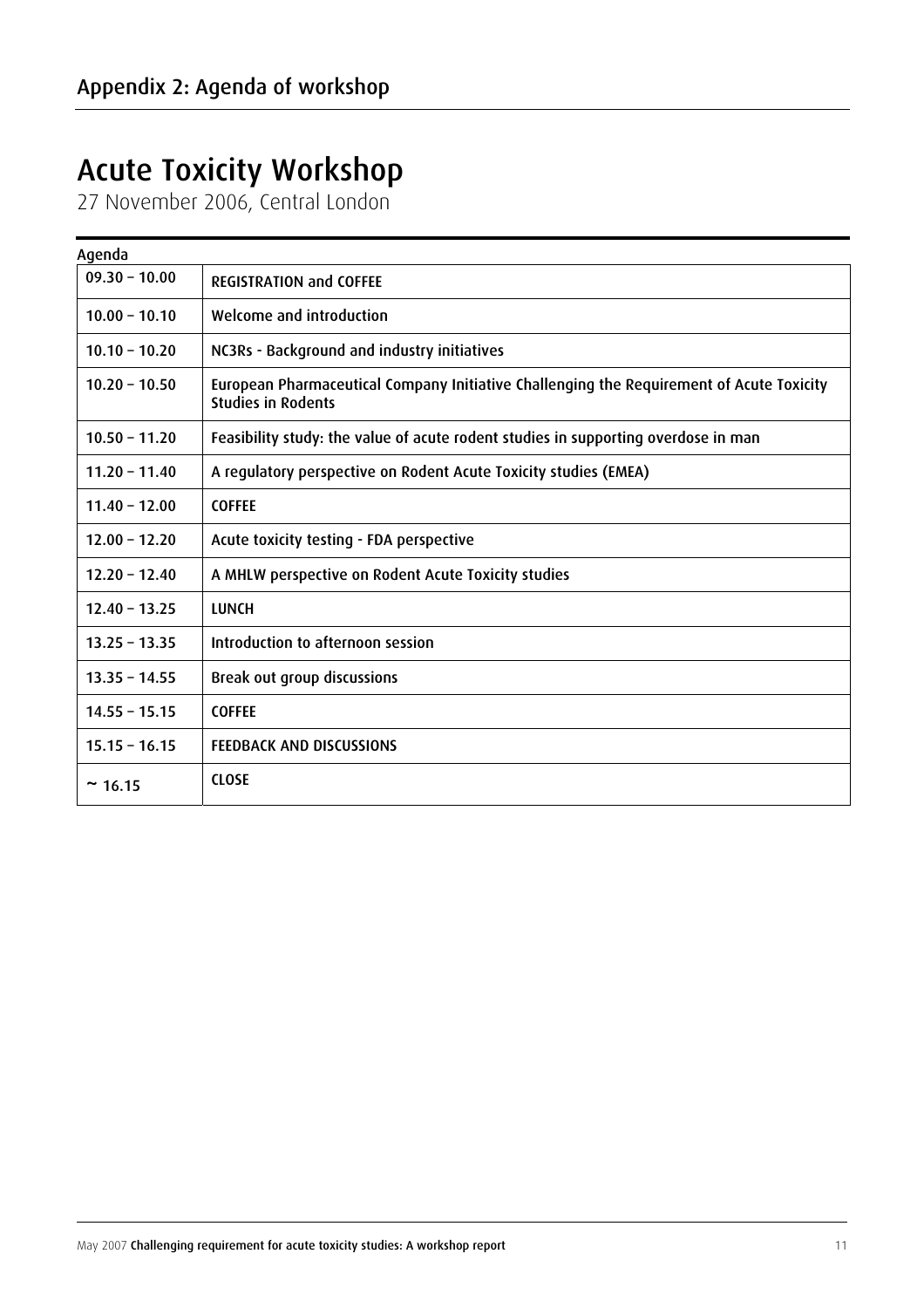## Appendix 2: Agenda of workshop

# Acute Toxicity Workshop

27 November 2006, Central London

Agenda

| | |
|---|---|
| 09.30 – 10.00 | **REGISTRATION and COFFEE** |
| 10.00 – 10.10 | Welcome and introduction |
| 10.10 – 10.20 | NC3Rs - Background and industry initiatives |
| 10.20 – 10.50 | European Pharmaceutical Company Initiative Challenging the Requirement of Acute Toxicity Studies in Rodents |
| 10.50 – 11.20 | Feasibility study: the value of acute rodent studies in supporting overdose in man |
| 11.20 – 11.40 | A regulatory perspective on Rodent Acute Toxicity studies (EMEA) |
| 11.40 – 12.00 | **COFFEE** |
| 12.00 – 12.20 | Acute toxicity testing - FDA perspective |
| 12.20 – 12.40 | A MHLW perspective on Rodent Acute Toxicity studies |
| 12.40 – 13.25 | **LUNCH** |
| 13.25 – 13.35 | Introduction to afternoon session |
| 13.35 – 14.55 | Break out group discussions |
| 14.55 – 15.15 | **COFFEE** |
| 15.15 – 16.15 | **FEEDBACK AND DISCUSSIONS** |
| ~ 16.15 | **CLOSE** |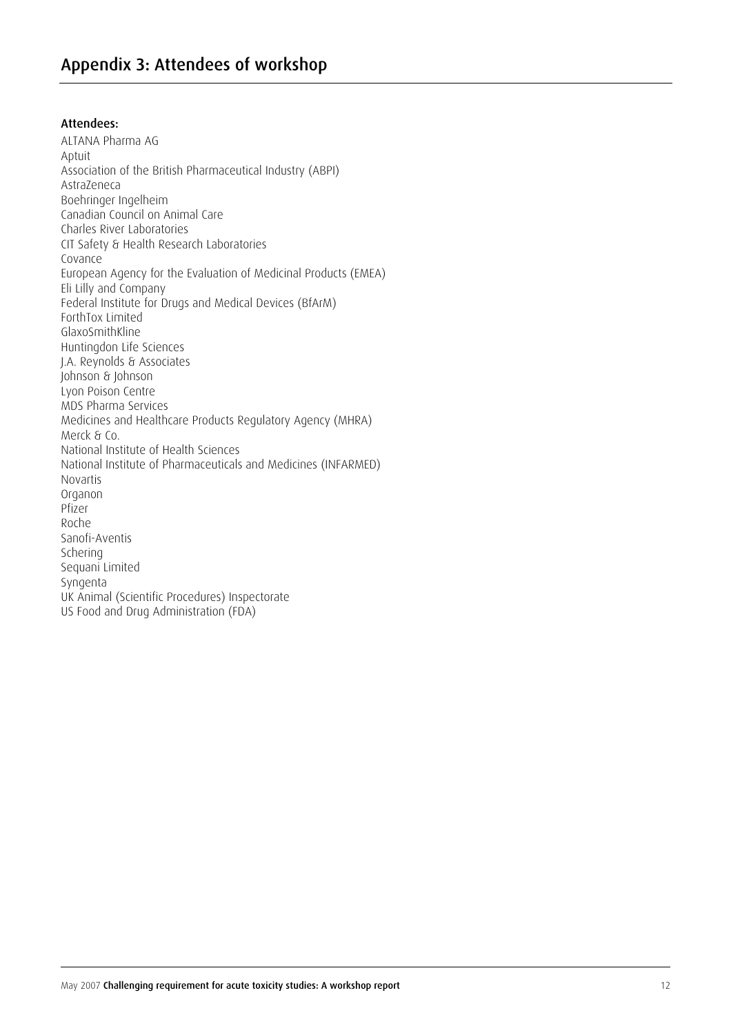## Appendix 3: Attendees of workshop

**Attendees:**

ALTANA Pharma AG
Aptuit
Association of the British Pharmaceutical Industry (ABPI)
AstraZeneca
Boehringer Ingelheim
Canadian Council on Animal Care
Charles River Laboratories
CIT Safety & Health Research Laboratories
Covance
European Agency for the Evaluation of Medicinal Products (EMEA)
Eli Lilly and Company
Federal Institute for Drugs and Medical Devices (BfArM)
ForthTox Limited
GlaxoSmithKline
Huntingdon Life Sciences
J.A. Reynolds & Associates
Johnson & Johnson
Lyon Poison Centre
MDS Pharma Services
Medicines and Healthcare Products Regulatory Agency (MHRA)
Merck & Co.
National Institute of Health Sciences
National Institute of Pharmaceuticals and Medicines (INFARMED)
Novartis
Organon
Pfizer
Roche
Sanofi-Aventis
Schering
Sequani Limited
Syngenta
UK Animal (Scientific Procedures) Inspectorate
US Food and Drug Administration (FDA)